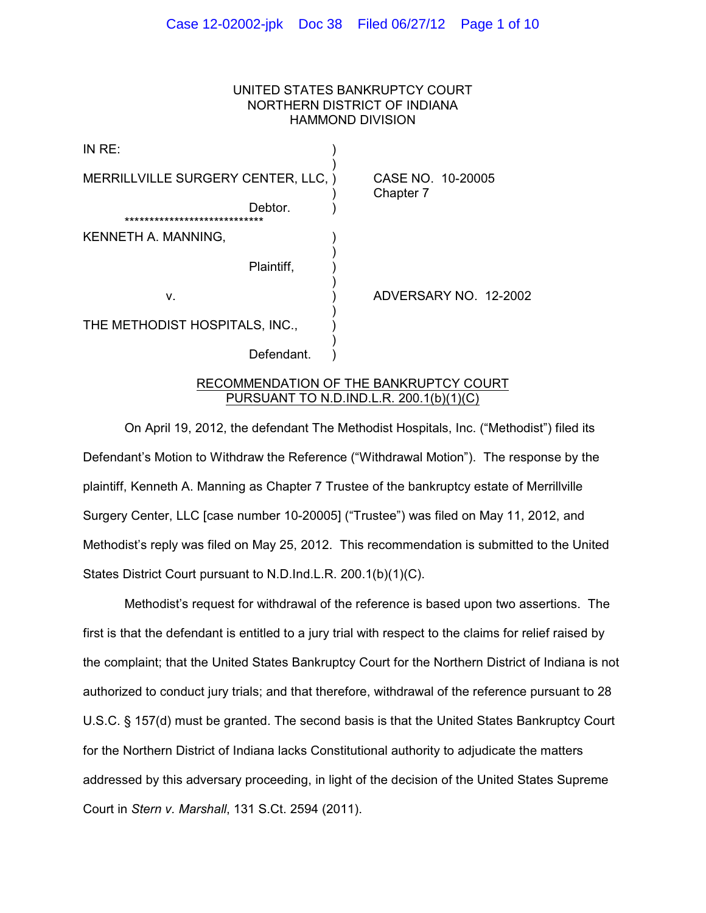UNITED STATES BANKRUPTCY COURT
NORTHERN DISTRICT OF INDIANA
HAMMOND DIVISION

IN RE:

MERRILLVILLE SURGERY CENTER, LLC,
Debtor.

CASE NO. 10-20005
Chapter 7

****************************

KENNETH A. MANNING,
Plaintiff,

v.

THE METHODIST HOSPITALS, INC.,
Defendant.

ADVERSARY NO. 12-2002

## RECOMMENDATION OF THE BANKRUPTCY COURT PURSUANT TO N.D.IND.L.R. 200.1(b)(1)(C)

On April 19, 2012, the defendant The Methodist Hospitals, Inc. ("Methodist") filed its Defendant's Motion to Withdraw the Reference ("Withdrawal Motion"). The response by the plaintiff, Kenneth A. Manning as Chapter 7 Trustee of the bankruptcy estate of Merrillville Surgery Center, LLC [case number 10-20005] ("Trustee") was filed on May 11, 2012, and Methodist's reply was filed on May 25, 2012. This recommendation is submitted to the United States District Court pursuant to N.D.Ind.L.R. 200.1(b)(1)(C).

Methodist's request for withdrawal of the reference is based upon two assertions. The first is that the defendant is entitled to a jury trial with respect to the claims for relief raised by the complaint; that the United States Bankruptcy Court for the Northern District of Indiana is not authorized to conduct jury trials; and that therefore, withdrawal of the reference pursuant to 28 U.S.C. § 157(d) must be granted. The second basis is that the United States Bankruptcy Court for the Northern District of Indiana lacks Constitutional authority to adjudicate the matters addressed by this adversary proceeding, in light of the decision of the United States Supreme Court in *Stern v. Marshall*, 131 S.Ct. 2594 (2011).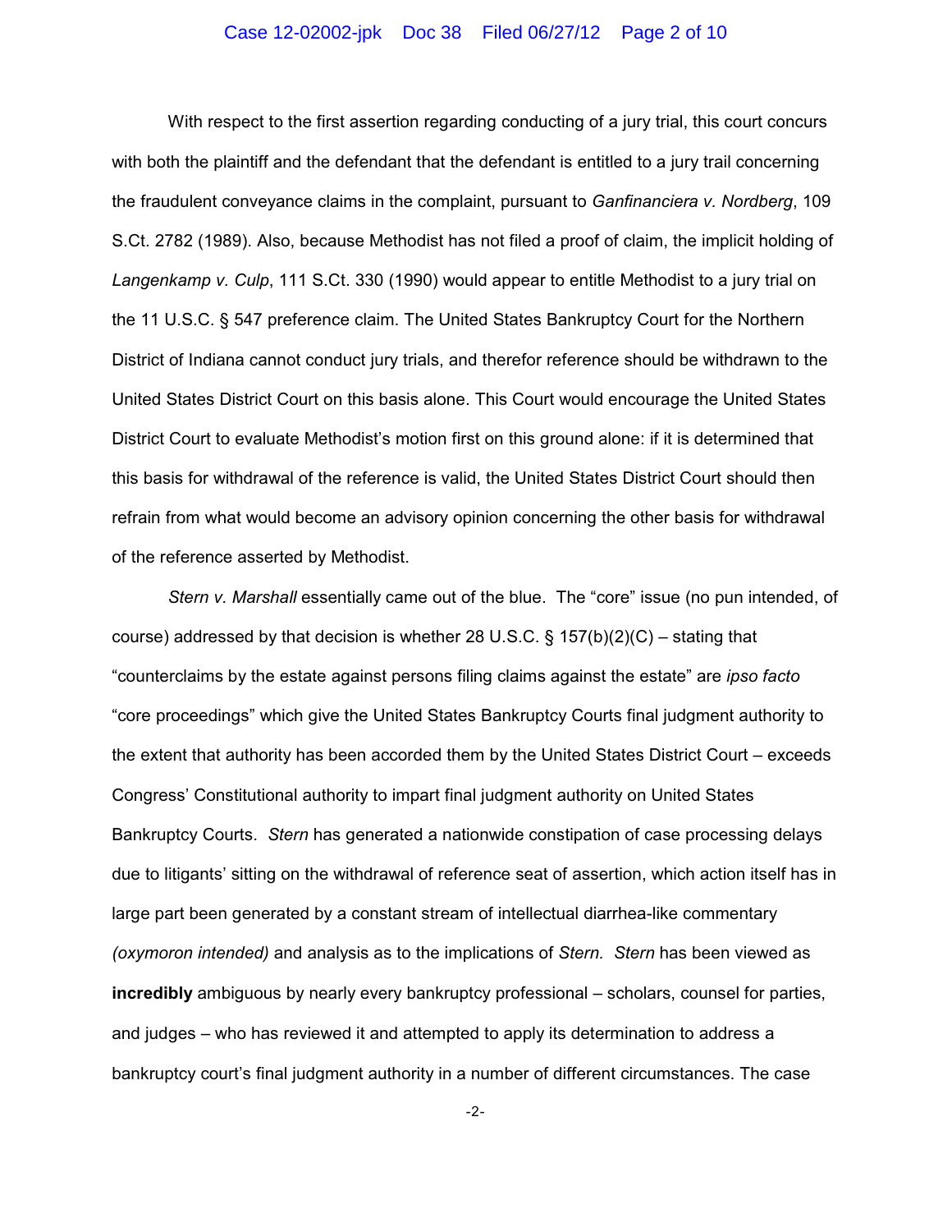With respect to the first assertion regarding conducting of a jury trial, this court concurs with both the plaintiff and the defendant that the defendant is entitled to a jury trail concerning the fraudulent conveyance claims in the complaint, pursuant to *Ganfinanciera v. Nordberg*, 109 S.Ct. 2782 (1989). Also, because Methodist has not filed a proof of claim, the implicit holding of *Langenkamp v. Culp*, 111 S.Ct. 330 (1990) would appear to entitle Methodist to a jury trial on the 11 U.S.C. § 547 preference claim. The United States Bankruptcy Court for the Northern District of Indiana cannot conduct jury trials, and therefor reference should be withdrawn to the United States District Court on this basis alone. This Court would encourage the United States District Court to evaluate Methodist's motion first on this ground alone: if it is determined that this basis for withdrawal of the reference is valid, the United States District Court should then refrain from what would become an advisory opinion concerning the other basis for withdrawal of the reference asserted by Methodist.

*Stern v. Marshall* essentially came out of the blue. The "core" issue (no pun intended, of course) addressed by that decision is whether 28 U.S.C. § 157(b)(2)(C) – stating that "counterclaims by the estate against persons filing claims against the estate" are *ipso facto* "core proceedings" which give the United States Bankruptcy Courts final judgment authority to the extent that authority has been accorded them by the United States District Court – exceeds Congress' Constitutional authority to impart final judgment authority on United States Bankruptcy Courts. *Stern* has generated a nationwide constipation of case processing delays due to litigants' sitting on the withdrawal of reference seat of assertion, which action itself has in large part been generated by a constant stream of intellectual diarrhea-like commentary *(oxymoron intended)* and analysis as to the implications of *Stern*. *Stern* has been viewed as **incredibly** ambiguous by nearly every bankruptcy professional – scholars, counsel for parties, and judges – who has reviewed it and attempted to apply its determination to address a bankruptcy court's final judgment authority in a number of different circumstances. The case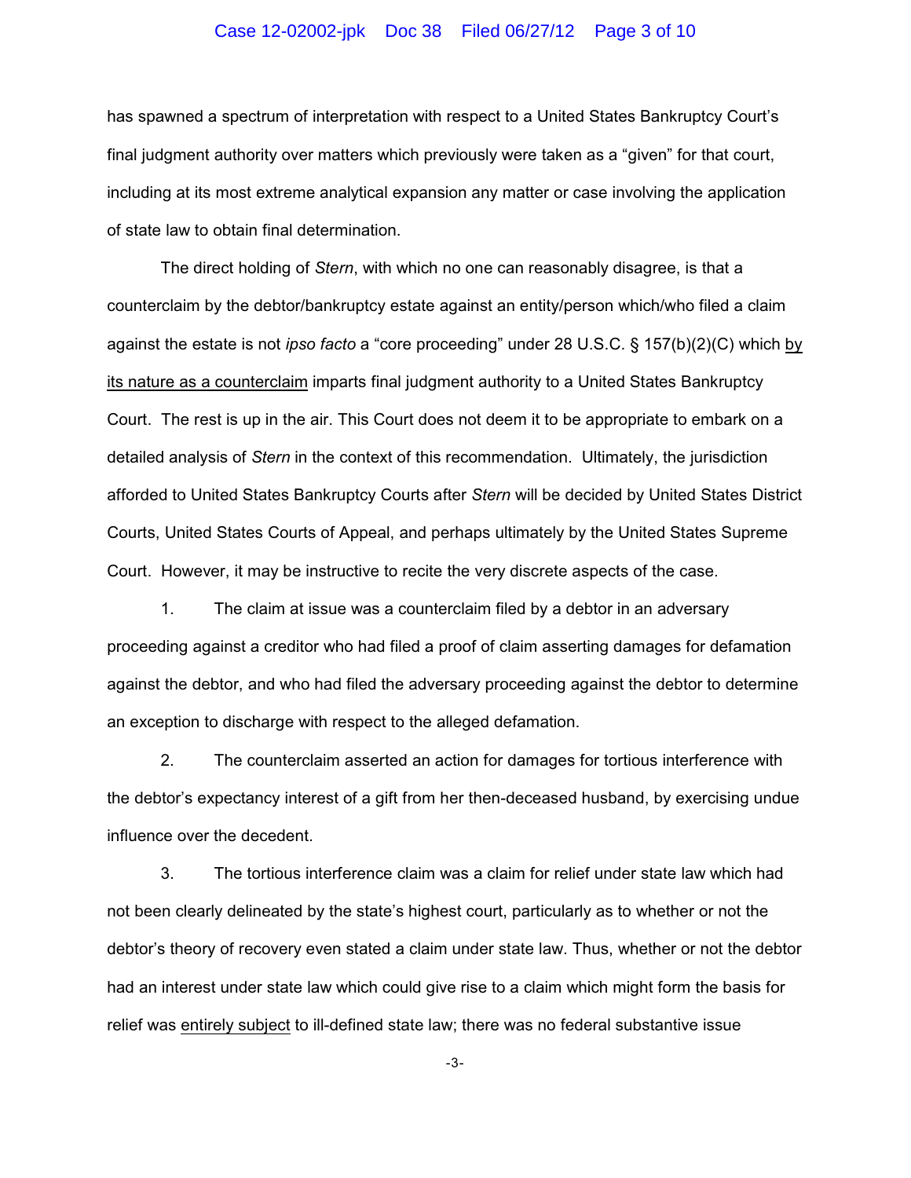has spawned a spectrum of interpretation with respect to a United States Bankruptcy Court's final judgment authority over matters which previously were taken as a "given" for that court, including at its most extreme analytical expansion any matter or case involving the application of state law to obtain final determination.

The direct holding of *Stern*, with which no one can reasonably disagree, is that a counterclaim by the debtor/bankruptcy estate against an entity/person which/who filed a claim against the estate is not *ipso facto* a "core proceeding" under 28 U.S.C. § 157(b)(2)(C) which <u>by its nature as a counterclaim</u> imparts final judgment authority to a United States Bankruptcy Court. The rest is up in the air. This Court does not deem it to be appropriate to embark on a detailed analysis of *Stern* in the context of this recommendation. Ultimately, the jurisdiction afforded to United States Bankruptcy Courts after *Stern* will be decided by United States District Courts, United States Courts of Appeal, and perhaps ultimately by the United States Supreme Court. However, it may be instructive to recite the very discrete aspects of the case.

1. The claim at issue was a counterclaim filed by a debtor in an adversary proceeding against a creditor who had filed a proof of claim asserting damages for defamation against the debtor, and who had filed the adversary proceeding against the debtor to determine an exception to discharge with respect to the alleged defamation.

2. The counterclaim asserted an action for damages for tortious interference with the debtor's expectancy interest of a gift from her then-deceased husband, by exercising undue influence over the decedent.

3. The tortious interference claim was a claim for relief under state law which had not been clearly delineated by the state's highest court, particularly as to whether or not the debtor's theory of recovery even stated a claim under state law. Thus, whether or not the debtor had an interest under state law which could give rise to a claim which might form the basis for relief was <u>entirely subject</u> to ill-defined state law; there was no federal substantive issue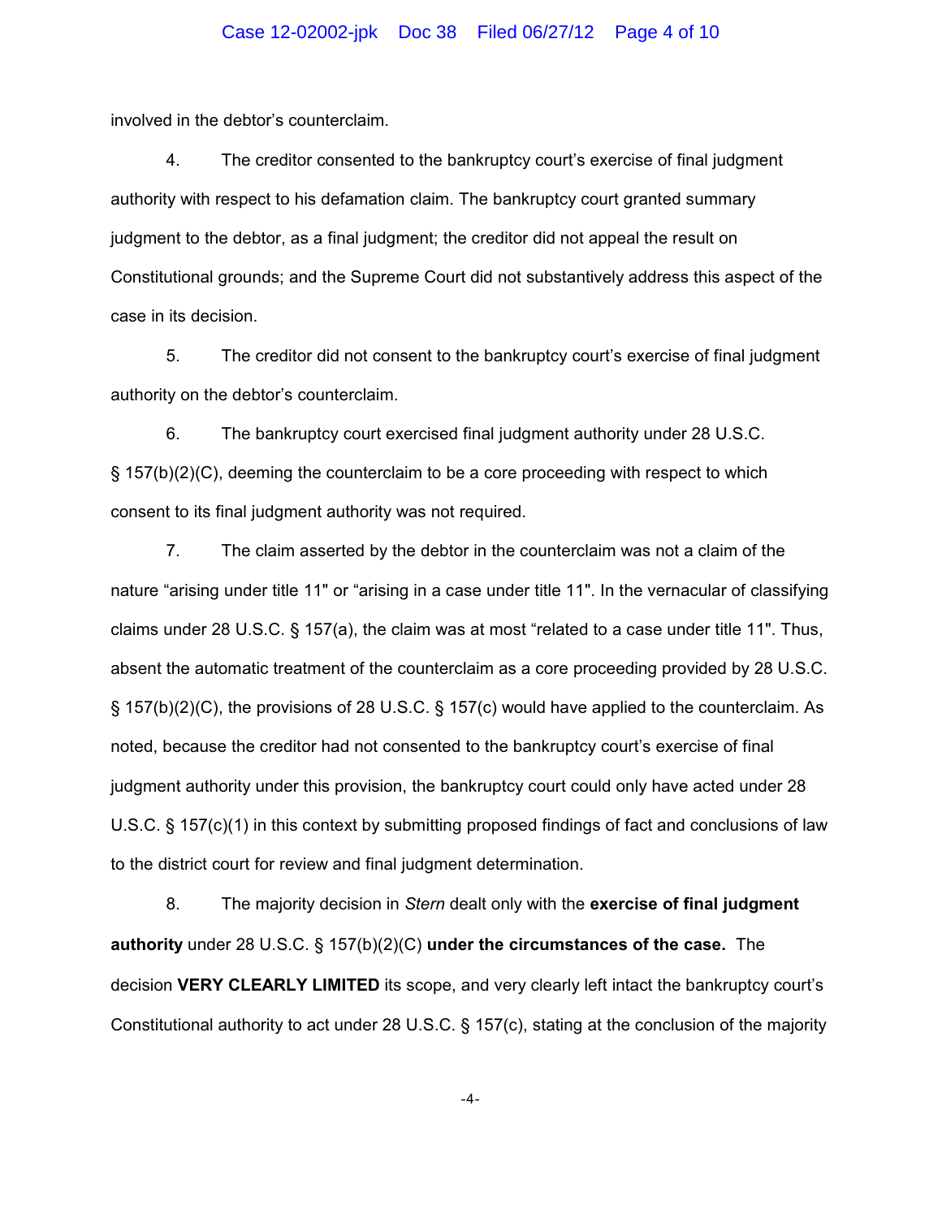involved in the debtor's counterclaim.

4. The creditor consented to the bankruptcy court's exercise of final judgment authority with respect to his defamation claim. The bankruptcy court granted summary judgment to the debtor, as a final judgment; the creditor did not appeal the result on Constitutional grounds; and the Supreme Court did not substantively address this aspect of the case in its decision.

5. The creditor did not consent to the bankruptcy court's exercise of final judgment authority on the debtor's counterclaim.

6. The bankruptcy court exercised final judgment authority under 28 U.S.C. § 157(b)(2)(C), deeming the counterclaim to be a core proceeding with respect to which consent to its final judgment authority was not required.

7. The claim asserted by the debtor in the counterclaim was not a claim of the nature "arising under title 11" or "arising in a case under title 11". In the vernacular of classifying claims under 28 U.S.C. § 157(a), the claim was at most "related to a case under title 11". Thus, absent the automatic treatment of the counterclaim as a core proceeding provided by 28 U.S.C. § 157(b)(2)(C), the provisions of 28 U.S.C. § 157(c) would have applied to the counterclaim. As noted, because the creditor had not consented to the bankruptcy court's exercise of final judgment authority under this provision, the bankruptcy court could only have acted under 28 U.S.C. § 157(c)(1) in this context by submitting proposed findings of fact and conclusions of law to the district court for review and final judgment determination.

8. The majority decision in *Stern* dealt only with the **exercise of final judgment authority** under 28 U.S.C. § 157(b)(2)(C) **under the circumstances of the case.** The decision **VERY CLEARLY LIMITED** its scope, and very clearly left intact the bankruptcy court's Constitutional authority to act under 28 U.S.C. § 157(c), stating at the conclusion of the majority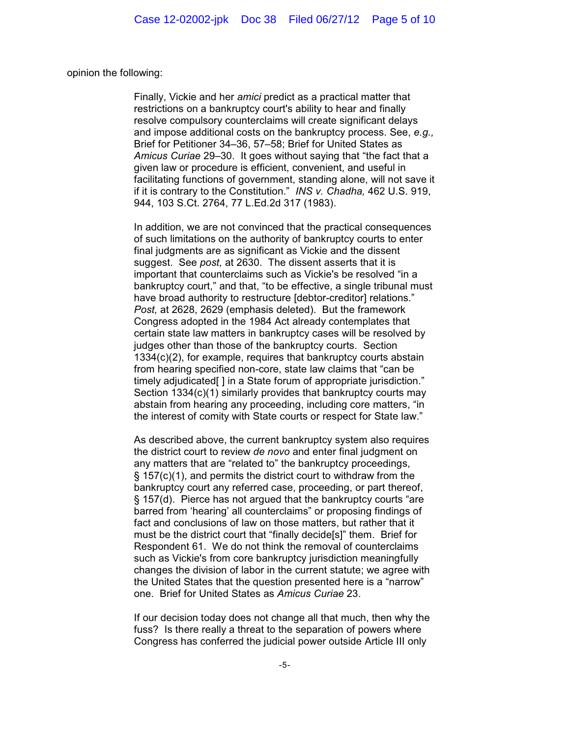opinion the following:

> Finally, Vickie and her *amici* predict as a practical matter that restrictions on a bankruptcy court's ability to hear and finally resolve compulsory counterclaims will create significant delays and impose additional costs on the bankruptcy process. See, *e.g.,* Brief for Petitioner 34–36, 57–58; Brief for United States as *Amicus Curiae* 29–30. It goes without saying that "the fact that a given law or procedure is efficient, convenient, and useful in facilitating functions of government, standing alone, will not save it if it is contrary to the Constitution." *INS v. Chadha,* 462 U.S. 919, 944, 103 S.Ct. 2764, 77 L.Ed.2d 317 (1983).
>
> In addition, we are not convinced that the practical consequences of such limitations on the authority of bankruptcy courts to enter final judgments are as significant as Vickie and the dissent suggest. See *post,* at 2630. The dissent asserts that it is important that counterclaims such as Vickie's be resolved "in a bankruptcy court," and that, "to be effective, a single tribunal must have broad authority to restructure [debtor-creditor] relations." *Post,* at 2628, 2629 (emphasis deleted). But the framework Congress adopted in the 1984 Act already contemplates that certain state law matters in bankruptcy cases will be resolved by judges other than those of the bankruptcy courts. Section 1334(c)(2), for example, requires that bankruptcy courts abstain from hearing specified non-core, state law claims that "can be timely adjudicated[ ] in a State forum of appropriate jurisdiction." Section 1334(c)(1) similarly provides that bankruptcy courts may abstain from hearing any proceeding, including core matters, "in the interest of comity with State courts or respect for State law."
>
> As described above, the current bankruptcy system also requires the district court to review *de novo* and enter final judgment on any matters that are "related to" the bankruptcy proceedings, § 157(c)(1), and permits the district court to withdraw from the bankruptcy court any referred case, proceeding, or part thereof, § 157(d). Pierce has not argued that the bankruptcy courts "are barred from 'hearing' all counterclaims" or proposing findings of fact and conclusions of law on those matters, but rather that it must be the district court that "finally decide[s]" them. Brief for Respondent 61. We do not think the removal of counterclaims such as Vickie's from core bankruptcy jurisdiction meaningfully changes the division of labor in the current statute; we agree with the United States that the question presented here is a "narrow" one. Brief for United States as *Amicus Curiae* 23.
>
> If our decision today does not change all that much, then why the fuss? Is there really a threat to the separation of powers where Congress has conferred the judicial power outside Article III only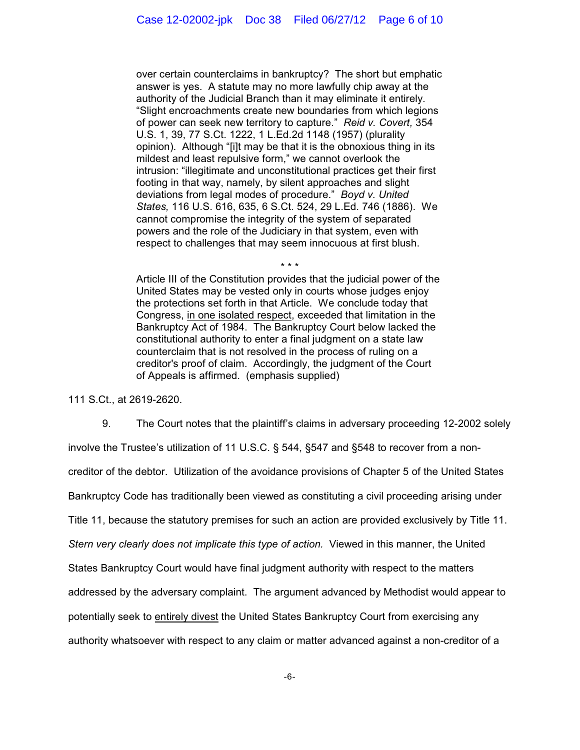> over certain counterclaims in bankruptcy? The short but emphatic answer is yes. A statute may no more lawfully chip away at the authority of the Judicial Branch than it may eliminate it entirely. "Slight encroachments create new boundaries from which legions of power can seek new territory to capture." *Reid v. Covert,* 354 U.S. 1, 39, 77 S.Ct. 1222, 1 L.Ed.2d 1148 (1957) (plurality opinion). Although "[i]t may be that it is the obnoxious thing in its mildest and least repulsive form," we cannot overlook the intrusion: "illegitimate and unconstitutional practices get their first footing in that way, namely, by silent approaches and slight deviations from legal modes of procedure." *Boyd v. United States,* 116 U.S. 616, 635, 6 S.Ct. 524, 29 L.Ed. 746 (1886). We cannot compromise the integrity of the system of separated powers and the role of the Judiciary in that system, even with respect to challenges that may seem innocuous at first blush.
>
> \* \* \*
>
> Article III of the Constitution provides that the judicial power of the United States may be vested only in courts whose judges enjoy the protections set forth in that Article. We conclude today that Congress, <u>in one isolated respect</u>, exceeded that limitation in the Bankruptcy Act of 1984. The Bankruptcy Court below lacked the constitutional authority to enter a final judgment on a state law counterclaim that is not resolved in the process of ruling on a creditor's proof of claim. Accordingly, the judgment of the Court of Appeals is affirmed. (emphasis supplied)

111 S.Ct., at 2619-2620.

9. The Court notes that the plaintiff's claims in adversary proceeding 12-2002 solely involve the Trustee's utilization of 11 U.S.C. § 544, §547 and §548 to recover from a non-creditor of the debtor. Utilization of the avoidance provisions of Chapter 5 of the United States Bankruptcy Code has traditionally been viewed as constituting a civil proceeding arising under Title 11, because the statutory premises for such an action are provided exclusively by Title 11. *Stern very clearly does not implicate this type of action.* Viewed in this manner, the United States Bankruptcy Court would have final judgment authority with respect to the matters addressed by the adversary complaint. The argument advanced by Methodist would appear to potentially seek to <u>entirely divest</u> the United States Bankruptcy Court from exercising any authority whatsoever with respect to any claim or matter advanced against a non-creditor of a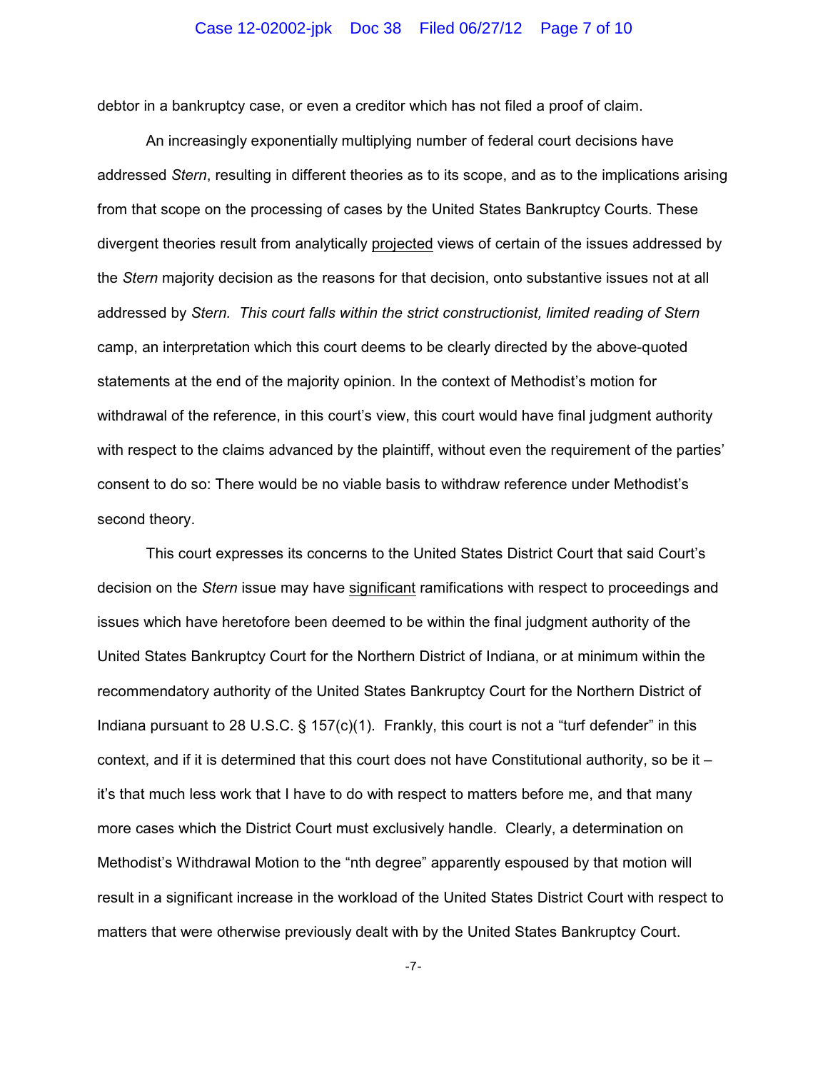debtor in a bankruptcy case, or even a creditor which has not filed a proof of claim.

An increasingly exponentially multiplying number of federal court decisions have addressed *Stern*, resulting in different theories as to its scope, and as to the implications arising from that scope on the processing of cases by the United States Bankruptcy Courts. These divergent theories result from analytically projected views of certain of the issues addressed by the *Stern* majority decision as the reasons for that decision, onto substantive issues not at all addressed by *Stern*. *This court falls within the strict constructionist, limited reading of Stern* camp, an interpretation which this court deems to be clearly directed by the above-quoted statements at the end of the majority opinion. In the context of Methodist's motion for withdrawal of the reference, in this court's view, this court would have final judgment authority with respect to the claims advanced by the plaintiff, without even the requirement of the parties' consent to do so: There would be no viable basis to withdraw reference under Methodist's second theory.

This court expresses its concerns to the United States District Court that said Court's decision on the *Stern* issue may have significant ramifications with respect to proceedings and issues which have heretofore been deemed to be within the final judgment authority of the United States Bankruptcy Court for the Northern District of Indiana, or at minimum within the recommendatory authority of the United States Bankruptcy Court for the Northern District of Indiana pursuant to 28 U.S.C. § 157(c)(1). Frankly, this court is not a "turf defender" in this context, and if it is determined that this court does not have Constitutional authority, so be it – it's that much less work that I have to do with respect to matters before me, and that many more cases which the District Court must exclusively handle. Clearly, a determination on Methodist's Withdrawal Motion to the "nth degree" apparently espoused by that motion will result in a significant increase in the workload of the United States District Court with respect to matters that were otherwise previously dealt with by the United States Bankruptcy Court.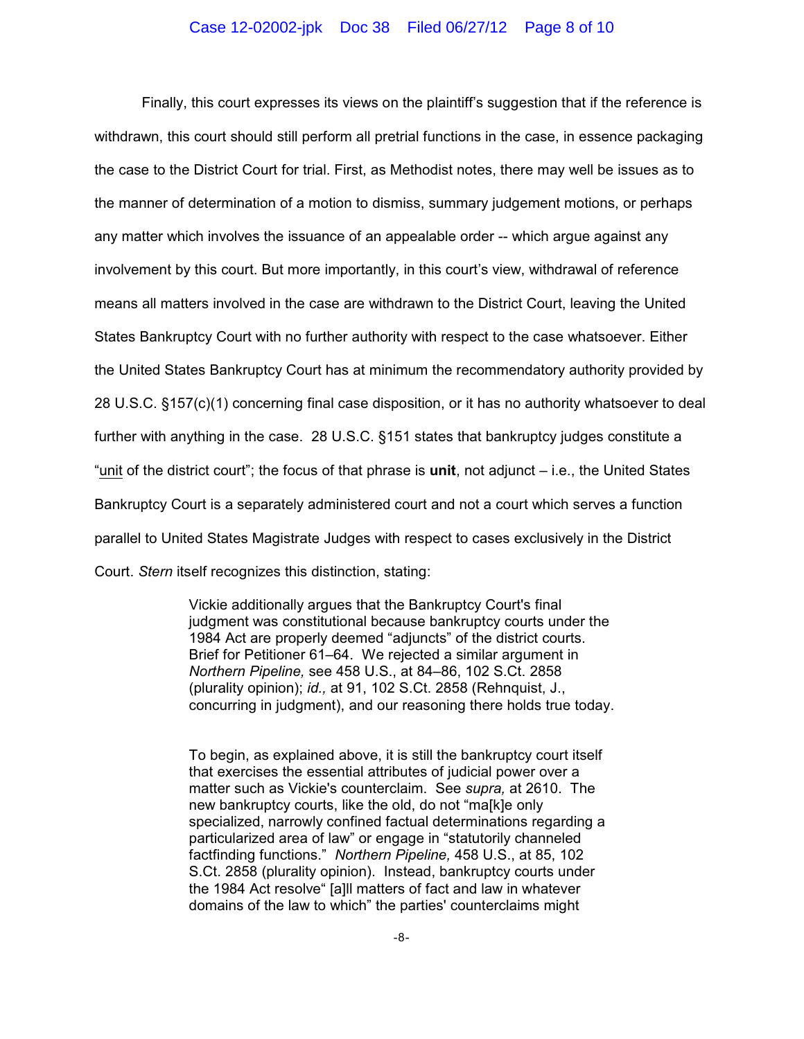Finally, this court expresses its views on the plaintiff's suggestion that if the reference is withdrawn, this court should still perform all pretrial functions in the case, in essence packaging the case to the District Court for trial. First, as Methodist notes, there may well be issues as to the manner of determination of a motion to dismiss, summary judgement motions, or perhaps any matter which involves the issuance of an appealable order -- which argue against any involvement by this court. But more importantly, in this court's view, withdrawal of reference means all matters involved in the case are withdrawn to the District Court, leaving the United States Bankruptcy Court with no further authority with respect to the case whatsoever. Either the United States Bankruptcy Court has at minimum the recommendatory authority provided by 28 U.S.C. §157(c)(1) concerning final case disposition, or it has no authority whatsoever to deal further with anything in the case. 28 U.S.C. §151 states that bankruptcy judges constitute a "unit of the district court"; the focus of that phrase is **unit**, not adjunct – i.e., the United States Bankruptcy Court is a separately administered court and not a court which serves a function parallel to United States Magistrate Judges with respect to cases exclusively in the District Court. *Stern* itself recognizes this distinction, stating:

> Vickie additionally argues that the Bankruptcy Court's final judgment was constitutional because bankruptcy courts under the 1984 Act are properly deemed "adjuncts" of the district courts. Brief for Petitioner 61–64. We rejected a similar argument in *Northern Pipeline,* see 458 U.S., at 84–86, 102 S.Ct. 2858 (plurality opinion); *id.,* at 91, 102 S.Ct. 2858 (Rehnquist, J., concurring in judgment), and our reasoning there holds true today.
>
> To begin, as explained above, it is still the bankruptcy court itself that exercises the essential attributes of judicial power over a matter such as Vickie's counterclaim. See *supra,* at 2610. The new bankruptcy courts, like the old, do not "ma[k]e only specialized, narrowly confined factual determinations regarding a particularized area of law" or engage in "statutorily channeled factfinding functions." *Northern Pipeline,* 458 U.S., at 85, 102 S.Ct. 2858 (plurality opinion). Instead, bankruptcy courts under the 1984 Act resolve" [a]ll matters of fact and law in whatever domains of the law to which" the parties' counterclaims might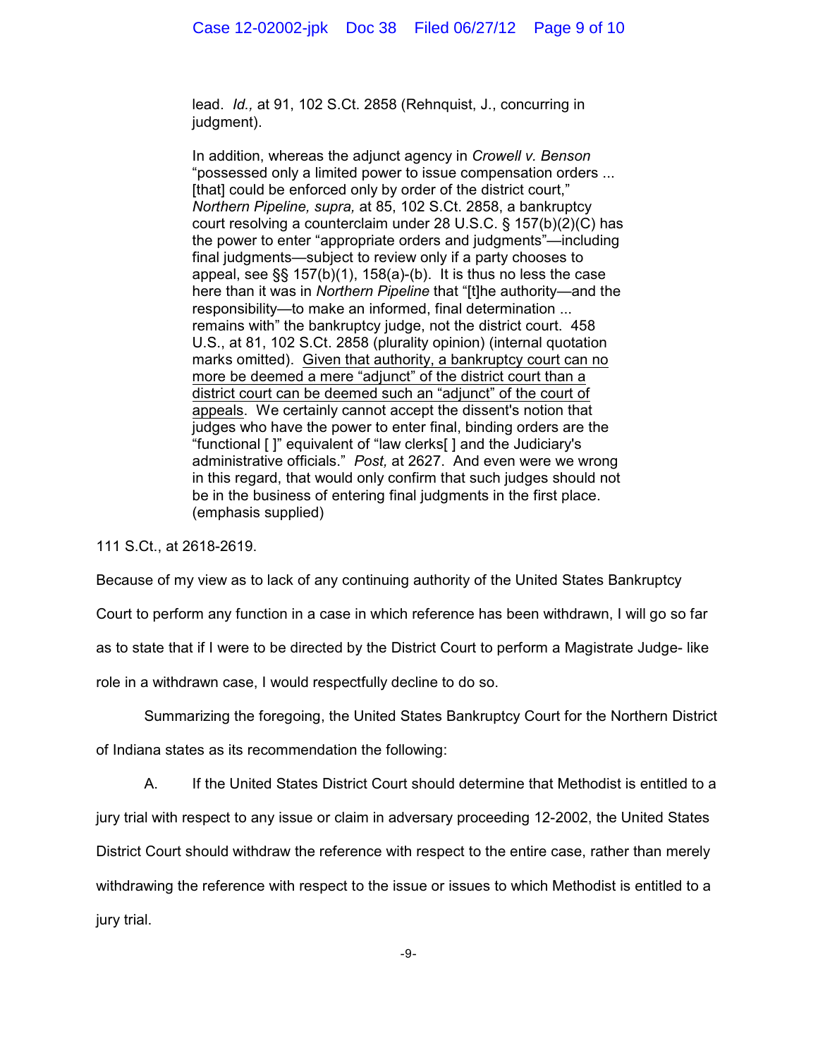> lead. *Id.,* at 91, 102 S.Ct. 2858 (Rehnquist, J., concurring in judgment).
>
> In addition, whereas the adjunct agency in *Crowell v. Benson* "possessed only a limited power to issue compensation orders ... [that] could be enforced only by order of the district court," *Northern Pipeline, supra,* at 85, 102 S.Ct. 2858, a bankruptcy court resolving a counterclaim under 28 U.S.C. § 157(b)(2)(C) has the power to enter "appropriate orders and judgments"—including final judgments—subject to review only if a party chooses to appeal, see §§ 157(b)(1), 158(a)-(b). It is thus no less the case here than it was in *Northern Pipeline* that "[t]he authority—and the responsibility—to make an informed, final determination ... remains with" the bankruptcy judge, not the district court. 458 U.S., at 81, 102 S.Ct. 2858 (plurality opinion) (internal quotation marks omitted). <u>Given that authority, a bankruptcy court can no more be deemed a mere "adjunct" of the district court than a district court can be deemed such an "adjunct" of the court of appeals</u>. We certainly cannot accept the dissent's notion that judges who have the power to enter final, binding orders are the "functional [ ]" equivalent of "law clerks[ ] and the Judiciary's administrative officials." *Post,* at 2627. And even were we wrong in this regard, that would only confirm that such judges should not be in the business of entering final judgments in the first place. (emphasis supplied)

111 S.Ct., at 2618-2619.

Because of my view as to lack of any continuing authority of the United States Bankruptcy Court to perform any function in a case in which reference has been withdrawn, I will go so far as to state that if I were to be directed by the District Court to perform a Magistrate Judge- like role in a withdrawn case, I would respectfully decline to do so.

Summarizing the foregoing, the United States Bankruptcy Court for the Northern District of Indiana states as its recommendation the following:

A. If the United States District Court should determine that Methodist is entitled to a jury trial with respect to any issue or claim in adversary proceeding 12-2002, the United States District Court should withdraw the reference with respect to the entire case, rather than merely withdrawing the reference with respect to the issue or issues to which Methodist is entitled to a jury trial.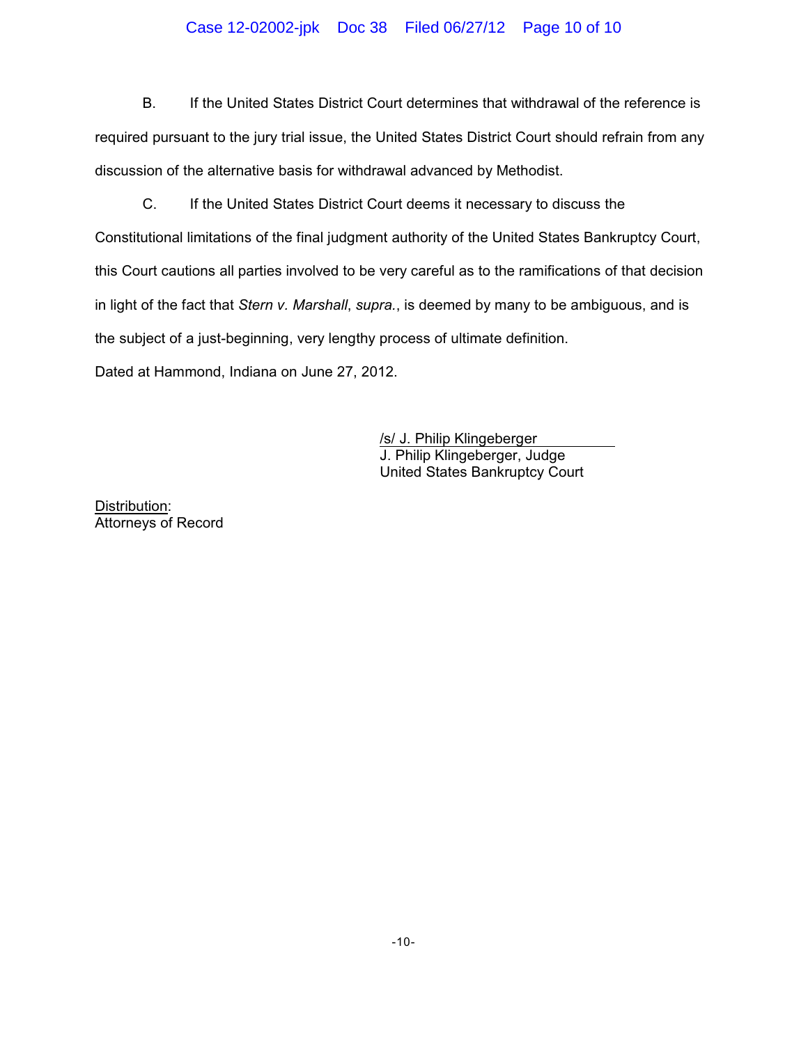B. If the United States District Court determines that withdrawal of the reference is required pursuant to the jury trial issue, the United States District Court should refrain from any discussion of the alternative basis for withdrawal advanced by Methodist.

C. If the United States District Court deems it necessary to discuss the Constitutional limitations of the final judgment authority of the United States Bankruptcy Court, this Court cautions all parties involved to be very careful as to the ramifications of that decision in light of the fact that *Stern v. Marshall*, *supra.*, is deemed by many to be ambiguous, and is the subject of a just-beginning, very lengthy process of ultimate definition.

Dated at Hammond, Indiana on June 27, 2012.

/s/ J. Philip Klingeberger
J. Philip Klingeberger, Judge
United States Bankruptcy Court

Distribution:
Attorneys of Record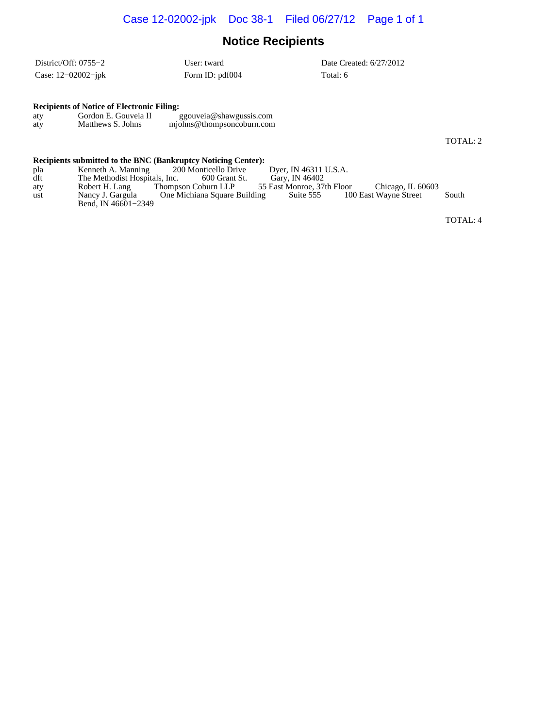# Notice Recipients

| | | |
|---|---|---|
| District/Off: 0755−2 | User: tward | Date Created: 6/27/2012 |
| Case: 12−02002−jpk | Form ID: pdf004 | Total: 6 |

**Recipients of Notice of Electronic Filing:**

| | | |
|---|---|---|
| aty | Gordon E. Gouveia II | ggouveia@shawgussis.com |
| aty | Matthews S. Johns | mjohns@thompsoncoburn.com |

TOTAL: 2

**Recipients submitted to the BNC (Bankruptcy Noticing Center):**

| | |
|---|---|
| pla | Kenneth A. Manning 200 Monticello Drive Dyer, IN 46311 U.S.A. |
| dft | The Methodist Hospitals, Inc. 600 Grant St. Gary, IN 46402 |
| aty | Robert H. Lang Thompson Coburn LLP 55 East Monroe, 37th Floor Chicago, IL 60603 |
| ust | Nancy J. Gargula One Michiana Square Building Suite 555 100 East Wayne Street South Bend, IN 46601−2349 |

TOTAL: 4